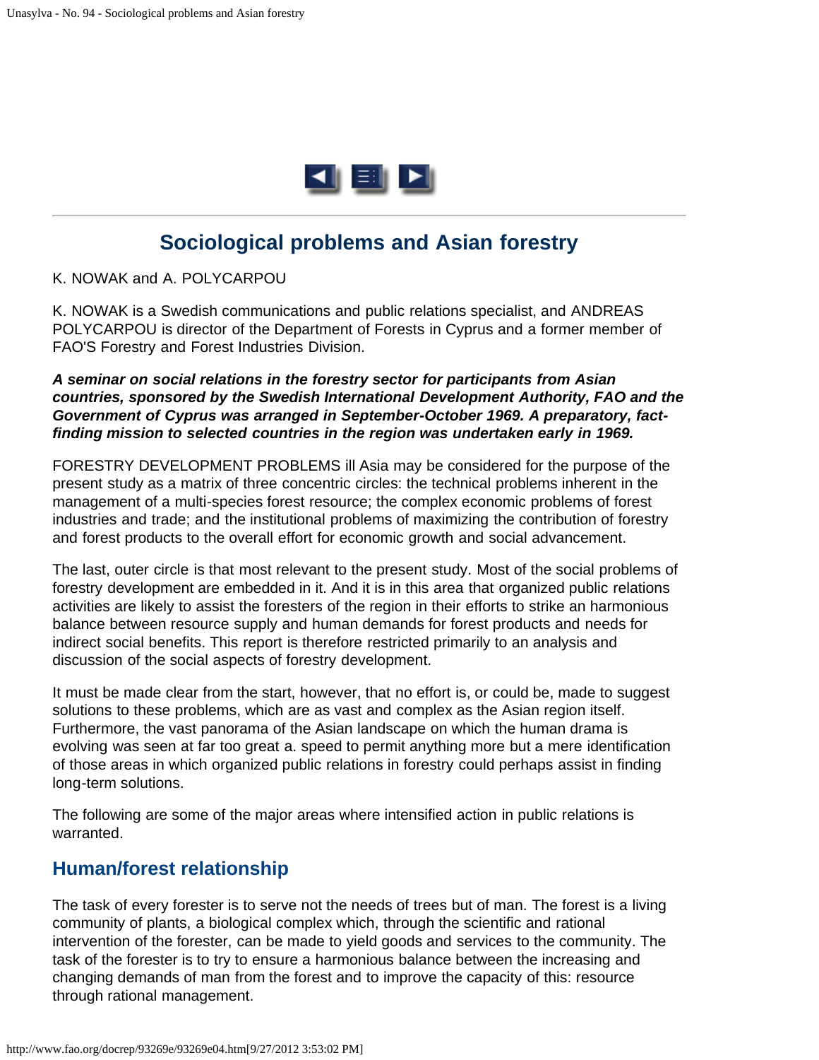# Sociological problems and Asian forestry

K. NOWAK and A. POLYCARPOU

K. NOWAK is a Swedish communications and public relations specialist, and ANDREAS POLYCARPOU is director of the Department of Forests in Cyprus and a former member of FAO'S Forestry and Forest Industries Division.

***A seminar on social relations in the forestry sector for participants from Asian countries, sponsored by the Swedish International Development Authority, FAO and the Government of Cyprus was arranged in September-October 1969. A preparatory, fact-finding mission to selected countries in the region was undertaken early in 1969.***

FORESTRY DEVELOPMENT PROBLEMS ill Asia may be considered for the purpose of the present study as a matrix of three concentric circles: the technical problems inherent in the management of a multi-species forest resource; the complex economic problems of forest industries and trade; and the institutional problems of maximizing the contribution of forestry and forest products to the overall effort for economic growth and social advancement.

The last, outer circle is that most relevant to the present study. Most of the social problems of forestry development are embedded in it. And it is in this area that organized public relations activities are likely to assist the foresters of the region in their efforts to strike an harmonious balance between resource supply and human demands for forest products and needs for indirect social benefits. This report is therefore restricted primarily to an analysis and discussion of the social aspects of forestry development.

It must be made clear from the start, however, that no effort is, or could be, made to suggest solutions to these problems, which are as vast and complex as the Asian region itself. Furthermore, the vast panorama of the Asian landscape on which the human drama is evolving was seen at far too great a. speed to permit anything more but a mere identification of those areas in which organized public relations in forestry could perhaps assist in finding long-term solutions.

The following are some of the major areas where intensified action in public relations is warranted.

## Human/forest relationship

The task of every forester is to serve not the needs of trees but of man. The forest is a living community of plants, a biological complex which, through the scientific and rational intervention of the forester, can be made to yield goods and services to the community. The task of the forester is to try to ensure a harmonious balance between the increasing and changing demands of man from the forest and to improve the capacity of this: resource through rational management.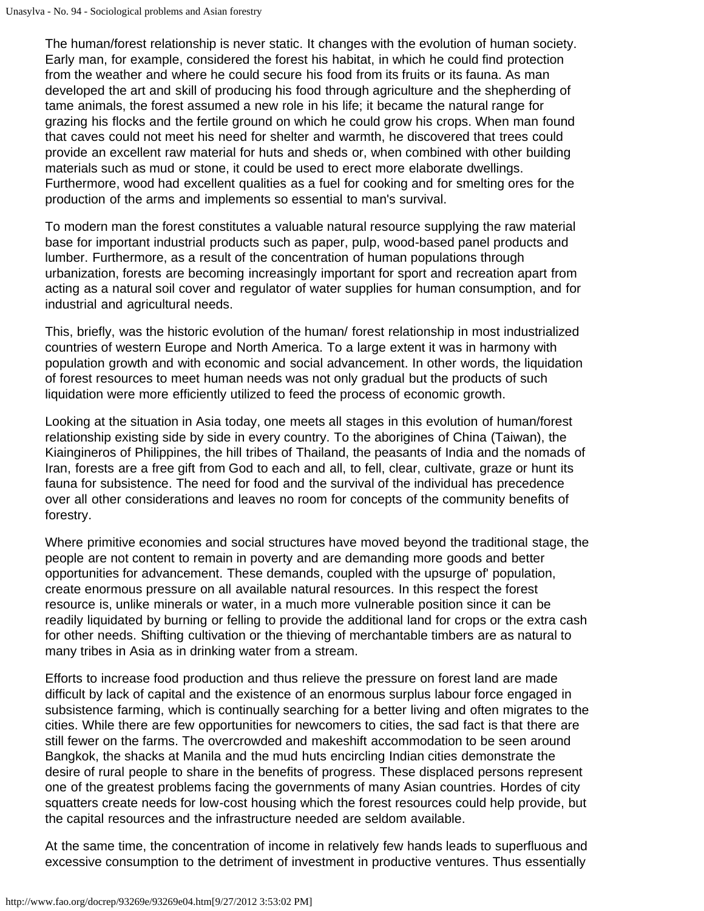The human/forest relationship is never static. It changes with the evolution of human society. Early man, for example, considered the forest his habitat, in which he could find protection from the weather and where he could secure his food from its fruits or its fauna. As man developed the art and skill of producing his food through agriculture and the shepherding of tame animals, the forest assumed a new role in his life; it became the natural range for grazing his flocks and the fertile ground on which he could grow his crops. When man found that caves could not meet his need for shelter and warmth, he discovered that trees could provide an excellent raw material for huts and sheds or, when combined with other building materials such as mud or stone, it could be used to erect more elaborate dwellings. Furthermore, wood had excellent qualities as a fuel for cooking and for smelting ores for the production of the arms and implements so essential to man's survival.

To modern man the forest constitutes a valuable natural resource supplying the raw material base for important industrial products such as paper, pulp, wood-based panel products and lumber. Furthermore, as a result of the concentration of human populations through urbanization, forests are becoming increasingly important for sport and recreation apart from acting as a natural soil cover and regulator of water supplies for human consumption, and for industrial and agricultural needs.

This, briefly, was the historic evolution of the human/ forest relationship in most industrialized countries of western Europe and North America. To a large extent it was in harmony with population growth and with economic and social advancement. In other words, the liquidation of forest resources to meet human needs was not only gradual but the products of such liquidation were more efficiently utilized to feed the process of economic growth.

Looking at the situation in Asia today, one meets all stages in this evolution of human/forest relationship existing side by side in every country. To the aborigines of China (Taiwan), the Kiaingineros of Philippines, the hill tribes of Thailand, the peasants of India and the nomads of Iran, forests are a free gift from God to each and all, to fell, clear, cultivate, graze or hunt its fauna for subsistence. The need for food and the survival of the individual has precedence over all other considerations and leaves no room for concepts of the community benefits of forestry.

Where primitive economies and social structures have moved beyond the traditional stage, the people are not content to remain in poverty and are demanding more goods and better opportunities for advancement. These demands, coupled with the upsurge of' population, create enormous pressure on all available natural resources. In this respect the forest resource is, unlike minerals or water, in a much more vulnerable position since it can be readily liquidated by burning or felling to provide the additional land for crops or the extra cash for other needs. Shifting cultivation or the thieving of merchantable timbers are as natural to many tribes in Asia as in drinking water from a stream.

Efforts to increase food production and thus relieve the pressure on forest land are made difficult by lack of capital and the existence of an enormous surplus labour force engaged in subsistence farming, which is continually searching for a better living and often migrates to the cities. While there are few opportunities for newcomers to cities, the sad fact is that there are still fewer on the farms. The overcrowded and makeshift accommodation to be seen around Bangkok, the shacks at Manila and the mud huts encircling Indian cities demonstrate the desire of rural people to share in the benefits of progress. These displaced persons represent one of the greatest problems facing the governments of many Asian countries. Hordes of city squatters create needs for low-cost housing which the forest resources could help provide, but the capital resources and the infrastructure needed are seldom available.

At the same time, the concentration of income in relatively few hands leads to superfluous and excessive consumption to the detriment of investment in productive ventures. Thus essentially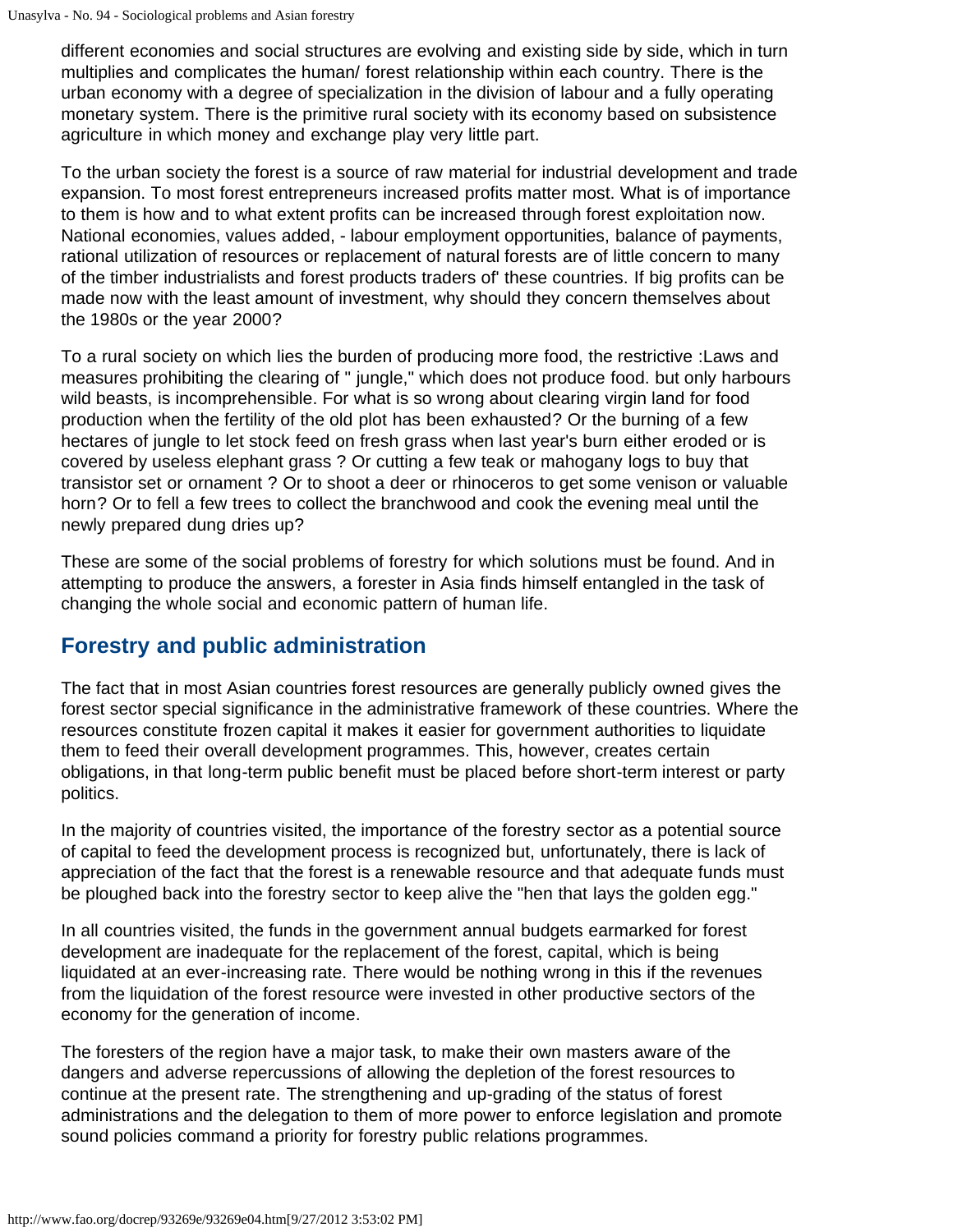different economies and social structures are evolving and existing side by side, which in turn multiplies and complicates the human/ forest relationship within each country. There is the urban economy with a degree of specialization in the division of labour and a fully operating monetary system. There is the primitive rural society with its economy based on subsistence agriculture in which money and exchange play very little part.

To the urban society the forest is a source of raw material for industrial development and trade expansion. To most forest entrepreneurs increased profits matter most. What is of importance to them is how and to what extent profits can be increased through forest exploitation now. National economies, values added, - labour employment opportunities, balance of payments, rational utilization of resources or replacement of natural forests are of little concern to many of the timber industrialists and forest products traders of' these countries. If big profits can be made now with the least amount of investment, why should they concern themselves about the 1980s or the year 2000?

To a rural society on which lies the burden of producing more food, the restrictive :Laws and measures prohibiting the clearing of " jungle," which does not produce food. but only harbours wild beasts, is incomprehensible. For what is so wrong about clearing virgin land for food production when the fertility of the old plot has been exhausted? Or the burning of a few hectares of jungle to let stock feed on fresh grass when last year's burn either eroded or is covered by useless elephant grass ? Or cutting a few teak or mahogany logs to buy that transistor set or ornament ? Or to shoot a deer or rhinoceros to get some venison or valuable horn? Or to fell a few trees to collect the branchwood and cook the evening meal until the newly prepared dung dries up?

These are some of the social problems of forestry for which solutions must be found. And in attempting to produce the answers, a forester in Asia finds himself entangled in the task of changing the whole social and economic pattern of human life.

## Forestry and public administration

The fact that in most Asian countries forest resources are generally publicly owned gives the forest sector special significance in the administrative framework of these countries. Where the resources constitute frozen capital it makes it easier for government authorities to liquidate them to feed their overall development programmes. This, however, creates certain obligations, in that long-term public benefit must be placed before short-term interest or party politics.

In the majority of countries visited, the importance of the forestry sector as a potential source of capital to feed the development process is recognized but, unfortunately, there is lack of appreciation of the fact that the forest is a renewable resource and that adequate funds must be ploughed back into the forestry sector to keep alive the "hen that lays the golden egg."

In all countries visited, the funds in the government annual budgets earmarked for forest development are inadequate for the replacement of the forest, capital, which is being liquidated at an ever-increasing rate. There would be nothing wrong in this if the revenues from the liquidation of the forest resource were invested in other productive sectors of the economy for the generation of income.

The foresters of the region have a major task, to make their own masters aware of the dangers and adverse repercussions of allowing the depletion of the forest resources to continue at the present rate. The strengthening and up-grading of the status of forest administrations and the delegation to them of more power to enforce legislation and promote sound policies command a priority for forestry public relations programmes.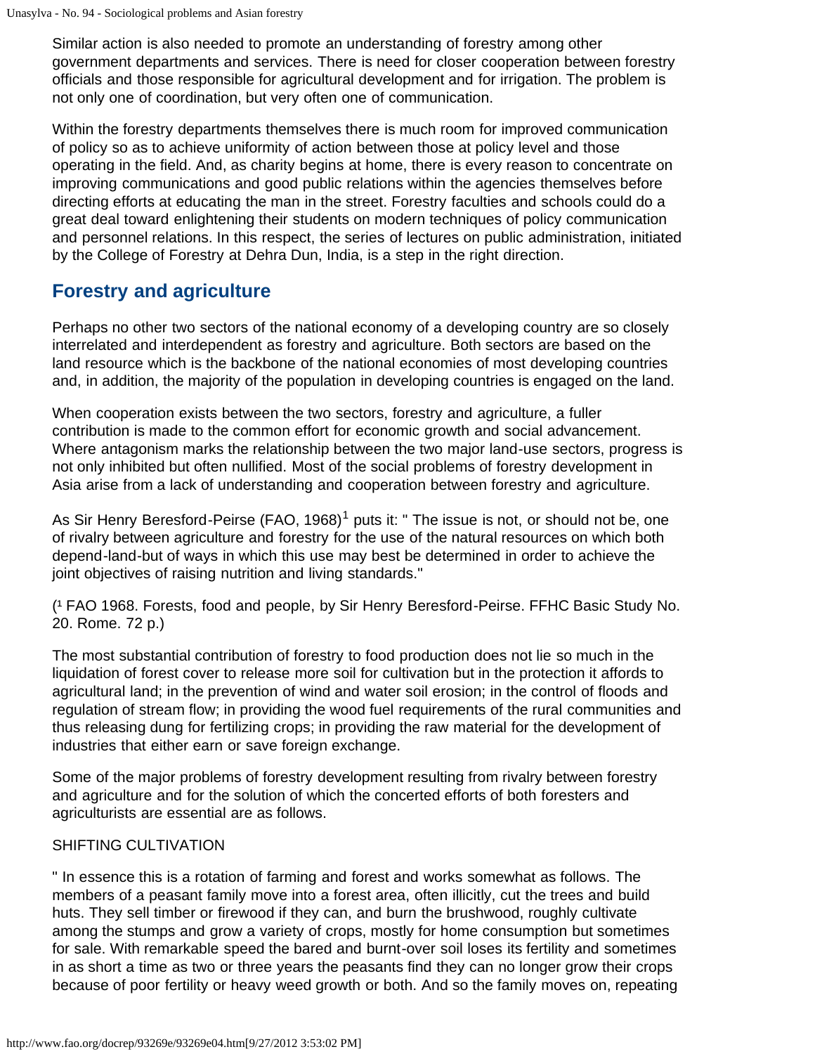Similar action is also needed to promote an understanding of forestry among other government departments and services. There is need for closer cooperation between forestry officials and those responsible for agricultural development and for irrigation. The problem is not only one of coordination, but very often one of communication.

Within the forestry departments themselves there is much room for improved communication of policy so as to achieve uniformity of action between those at policy level and those operating in the field. And, as charity begins at home, there is every reason to concentrate on improving communications and good public relations within the agencies themselves before directing efforts at educating the man in the street. Forestry faculties and schools could do a great deal toward enlightening their students on modern techniques of policy communication and personnel relations. In this respect, the series of lectures on public administration, initiated by the College of Forestry at Dehra Dun, India, is a step in the right direction.

## Forestry and agriculture

Perhaps no other two sectors of the national economy of a developing country are so closely interrelated and interdependent as forestry and agriculture. Both sectors are based on the land resource which is the backbone of the national economies of most developing countries and, in addition, the majority of the population in developing countries is engaged on the land.

When cooperation exists between the two sectors, forestry and agriculture, a fuller contribution is made to the common effort for economic growth and social advancement. Where antagonism marks the relationship between the two major land-use sectors, progress is not only inhibited but often nullified. Most of the social problems of forestry development in Asia arise from a lack of understanding and cooperation between forestry and agriculture.

As Sir Henry Beresford-Peirse (FAO, 1968)[1] puts it: " The issue is not, or should not be, one of rivalry between agriculture and forestry for the use of the natural resources on which both depend-land-but of ways in which this use may best be determined in order to achieve the joint objectives of raising nutrition and living standards."

([1] FAO 1968. Forests, food and people, by Sir Henry Beresford-Peirse. FFHC Basic Study No. 20. Rome. 72 p.)

The most substantial contribution of forestry to food production does not lie so much in the liquidation of forest cover to release more soil for cultivation but in the protection it affords to agricultural land; in the prevention of wind and water soil erosion; in the control of floods and regulation of stream flow; in providing the wood fuel requirements of the rural communities and thus releasing dung for fertilizing crops; in providing the raw material for the development of industries that either earn or save foreign exchange.

Some of the major problems of forestry development resulting from rivalry between forestry and agriculture and for the solution of which the concerted efforts of both foresters and agriculturists are essential are as follows.

SHIFTING CULTIVATION

" In essence this is a rotation of farming and forest and works somewhat as follows. The members of a peasant family move into a forest area, often illicitly, cut the trees and build huts. They sell timber or firewood if they can, and burn the brushwood, roughly cultivate among the stumps and grow a variety of crops, mostly for home consumption but sometimes for sale. With remarkable speed the bared and burnt-over soil loses its fertility and sometimes in as short a time as two or three years the peasants find they can no longer grow their crops because of poor fertility or heavy weed growth or both. And so the family moves on, repeating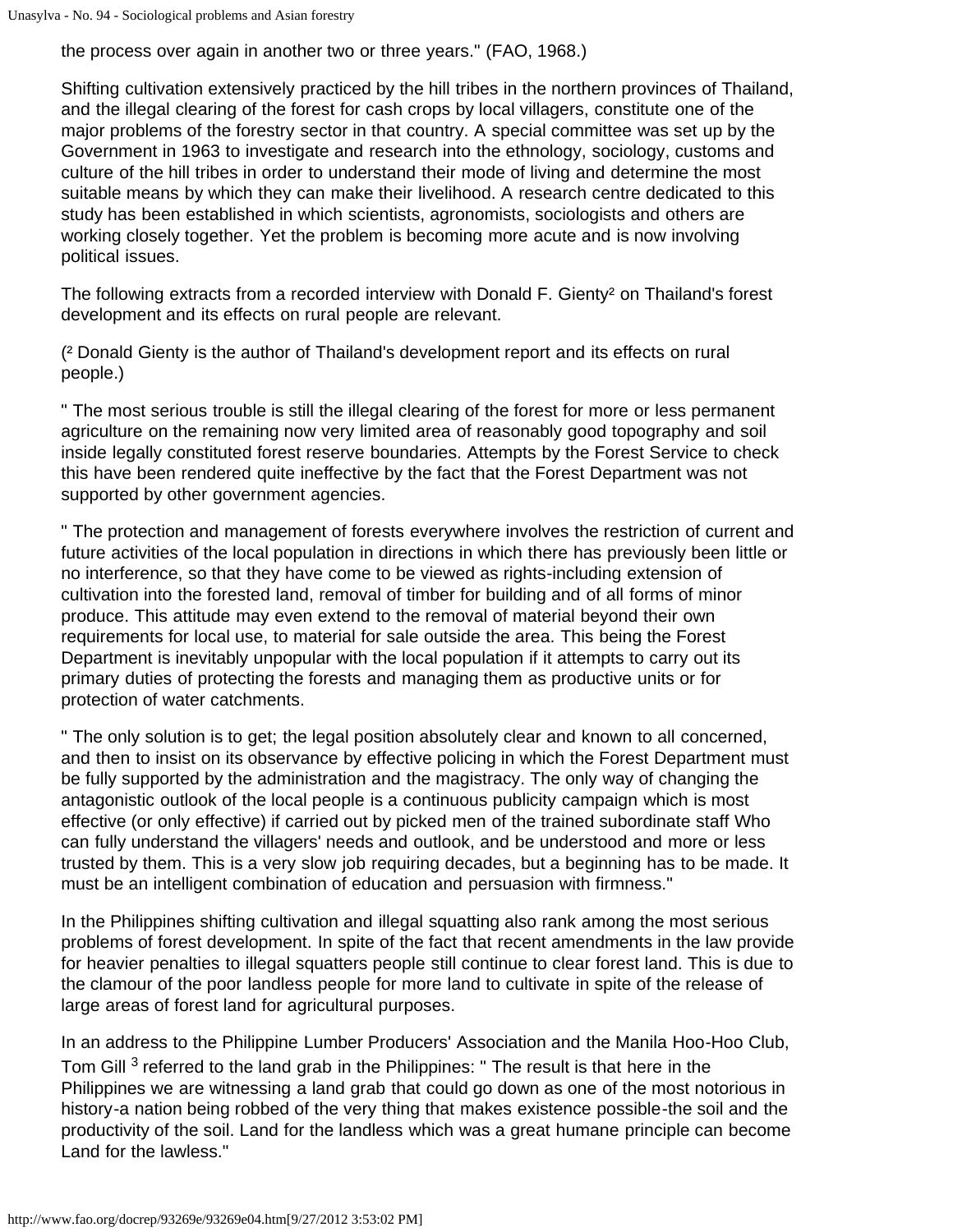the process over again in another two or three years." (FAO, 1968.)

Shifting cultivation extensively practiced by the hill tribes in the northern provinces of Thailand, and the illegal clearing of the forest for cash crops by local villagers, constitute one of the major problems of the forestry sector in that country. A special committee was set up by the Government in 1963 to investigate and research into the ethnology, sociology, customs and culture of the hill tribes in order to understand their mode of living and determine the most suitable means by which they can make their livelihood. A research centre dedicated to this study has been established in which scientists, agronomists, sociologists and others are working closely together. Yet the problem is becoming more acute and is now involving political issues.

The following extracts from a recorded interview with Donald F. Gienty[2] on Thailand's forest development and its effects on rural people are relevant.

([2] Donald Gienty is the author of Thailand's development report and its effects on rural people.)

" The most serious trouble is still the illegal clearing of the forest for more or less permanent agriculture on the remaining now very limited area of reasonably good topography and soil inside legally constituted forest reserve boundaries. Attempts by the Forest Service to check this have been rendered quite ineffective by the fact that the Forest Department was not supported by other government agencies.

" The protection and management of forests everywhere involves the restriction of current and future activities of the local population in directions in which there has previously been little or no interference, so that they have come to be viewed as rights-including extension of cultivation into the forested land, removal of timber for building and of all forms of minor produce. This attitude may even extend to the removal of material beyond their own requirements for local use, to material for sale outside the area. This being the Forest Department is inevitably unpopular with the local population if it attempts to carry out its primary duties of protecting the forests and managing them as productive units or for protection of water catchments.

" The only solution is to get; the legal position absolutely clear and known to all concerned, and then to insist on its observance by effective policing in which the Forest Department must be fully supported by the administration and the magistracy. The only way of changing the antagonistic outlook of the local people is a continuous publicity campaign which is most effective (or only effective) if carried out by picked men of the trained subordinate staff Who can fully understand the villagers' needs and outlook, and be understood and more or less trusted by them. This is a very slow job requiring decades, but a beginning has to be made. It must be an intelligent combination of education and persuasion with firmness."

In the Philippines shifting cultivation and illegal squatting also rank among the most serious problems of forest development. In spite of the fact that recent amendments in the law provide for heavier penalties to illegal squatters people still continue to clear forest land. This is due to the clamour of the poor landless people for more land to cultivate in spite of the release of large areas of forest land for agricultural purposes.

In an address to the Philippine Lumber Producers' Association and the Manila Hoo-Hoo Club, Tom Gill[3] referred to the land grab in the Philippines: " The result is that here in the Philippines we are witnessing a land grab that could go down as one of the most notorious in history-a nation being robbed of the very thing that makes existence possible-the soil and the productivity of the soil. Land for the landless which was a great humane principle can become Land for the lawless."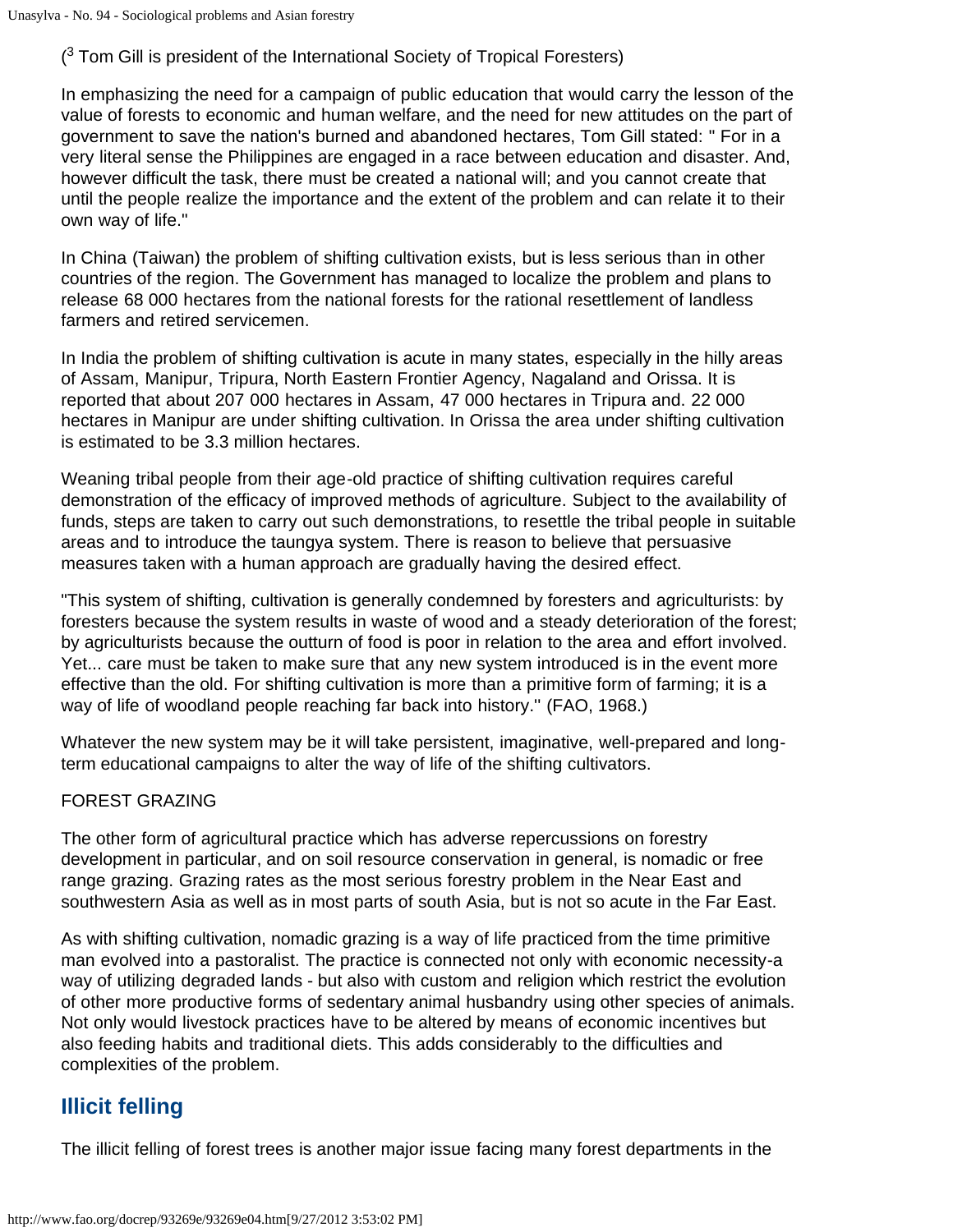([3] Tom Gill is president of the International Society of Tropical Foresters)

In emphasizing the need for a campaign of public education that would carry the lesson of the value of forests to economic and human welfare, and the need for new attitudes on the part of government to save the nation's burned and abandoned hectares, Tom Gill stated: " For in a very literal sense the Philippines are engaged in a race between education and disaster. And, however difficult the task, there must be created a national will; and you cannot create that until the people realize the importance and the extent of the problem and can relate it to their own way of life."

In China (Taiwan) the problem of shifting cultivation exists, but is less serious than in other countries of the region. The Government has managed to localize the problem and plans to release 68 000 hectares from the national forests for the rational resettlement of landless farmers and retired servicemen.

In India the problem of shifting cultivation is acute in many states, especially in the hilly areas of Assam, Manipur, Tripura, North Eastern Frontier Agency, Nagaland and Orissa. It is reported that about 207 000 hectares in Assam, 47 000 hectares in Tripura and. 22 000 hectares in Manipur are under shifting cultivation. In Orissa the area under shifting cultivation is estimated to be 3.3 million hectares.

Weaning tribal people from their age-old practice of shifting cultivation requires careful demonstration of the efficacy of improved methods of agriculture. Subject to the availability of funds, steps are taken to carry out such demonstrations, to resettle the tribal people in suitable areas and to introduce the taungya system. There is reason to believe that persuasive measures taken with a human approach are gradually having the desired effect.

"This system of shifting, cultivation is generally condemned by foresters and agriculturists: by foresters because the system results in waste of wood and a steady deterioration of the forest; by agriculturists because the outturn of food is poor in relation to the area and effort involved. Yet... care must be taken to make sure that any new system introduced is in the event more effective than the old. For shifting cultivation is more than a primitive form of farming; it is a way of life of woodland people reaching far back into history." (FAO, 1968.)

Whatever the new system may be it will take persistent, imaginative, well-prepared and long-term educational campaigns to alter the way of life of the shifting cultivators.

FOREST GRAZING

The other form of agricultural practice which has adverse repercussions on forestry development in particular, and on soil resource conservation in general, is nomadic or free range grazing. Grazing rates as the most serious forestry problem in the Near East and southwestern Asia as well as in most parts of south Asia, but is not so acute in the Far East.

As with shifting cultivation, nomadic grazing is a way of life practiced from the time primitive man evolved into a pastoralist. The practice is connected not only with economic necessity-a way of utilizing degraded lands - but also with custom and religion which restrict the evolution of other more productive forms of sedentary animal husbandry using other species of animals. Not only would livestock practices have to be altered by means of economic incentives but also feeding habits and traditional diets. This adds considerably to the difficulties and complexities of the problem.

## Illicit felling

The illicit felling of forest trees is another major issue facing many forest departments in the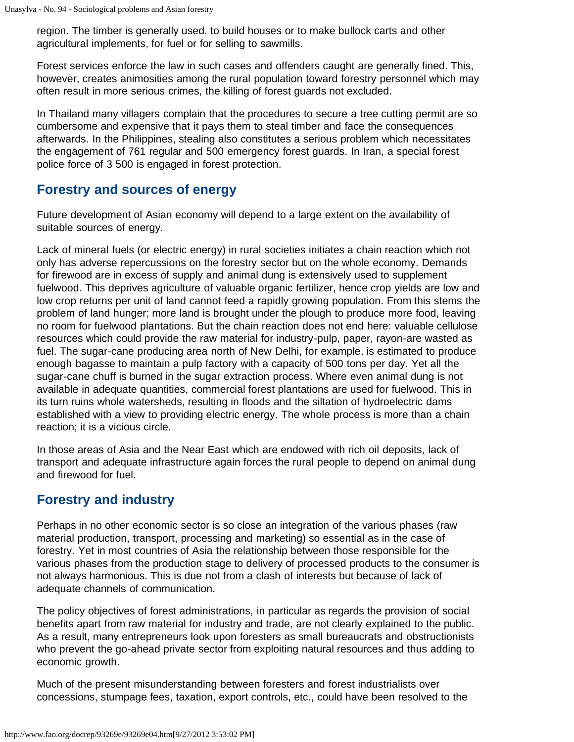region. The timber is generally used. to build houses or to make bullock carts and other agricultural implements, for fuel or for selling to sawmills.

Forest services enforce the law in such cases and offenders caught are generally fined. This, however, creates animosities among the rural population toward forestry personnel which may often result in more serious crimes, the killing of forest guards not excluded.

In Thailand many villagers complain that the procedures to secure a tree cutting permit are so cumbersome and expensive that it pays them to steal timber and face the consequences afterwards. In the Philippines, stealing also constitutes a serious problem which necessitates the engagement of 761 regular and 500 emergency forest guards. In Iran, a special forest police force of 3 500 is engaged in forest protection.

## Forestry and sources of energy

Future development of Asian economy will depend to a large extent on the availability of suitable sources of energy.

Lack of mineral fuels (or electric energy) in rural societies initiates a chain reaction which not only has adverse repercussions on the forestry sector but on the whole economy. Demands for firewood are in excess of supply and animal dung is extensively used to supplement fuelwood. This deprives agriculture of valuable organic fertilizer, hence crop yields are low and low crop returns per unit of land cannot feed a rapidly growing population. From this stems the problem of land hunger; more land is brought under the plough to produce more food, leaving no room for fuelwood plantations. But the chain reaction does not end here: valuable cellulose resources which could provide the raw material for industry-pulp, paper, rayon-are wasted as fuel. The sugar-cane producing area north of New Delhi, for example, is estimated to produce enough bagasse to maintain a pulp factory with a capacity of 500 tons per day. Yet all the sugar-cane chuff is burned in the sugar extraction process. Where even animal dung is not available in adequate quantities, commercial forest plantations are used for fuelwood. This in its turn ruins whole watersheds, resulting in floods and the siltation of hydroelectric dams established with a view to providing electric energy. The whole process is more than a chain reaction; it is a vicious circle.

In those areas of Asia and the Near East which are endowed with rich oil deposits, lack of transport and adequate infrastructure again forces the rural people to depend on animal dung and firewood for fuel.

## Forestry and industry

Perhaps in no other economic sector is so close an integration of the various phases (raw material production, transport, processing and marketing) so essential as in the case of forestry. Yet in most countries of Asia the relationship between those responsible for the various phases from the production stage to delivery of processed products to the consumer is not always harmonious. This is due not from a clash of interests but because of lack of adequate channels of communication.

The policy objectives of forest administrations, in particular as regards the provision of social benefits apart from raw material for industry and trade, are not clearly explained to the public. As a result, many entrepreneurs look upon foresters as small bureaucrats and obstructionists who prevent the go-ahead private sector from exploiting natural resources and thus adding to economic growth.

Much of the present misunderstanding between foresters and forest industrialists over concessions, stumpage fees, taxation, export controls, etc., could have been resolved to the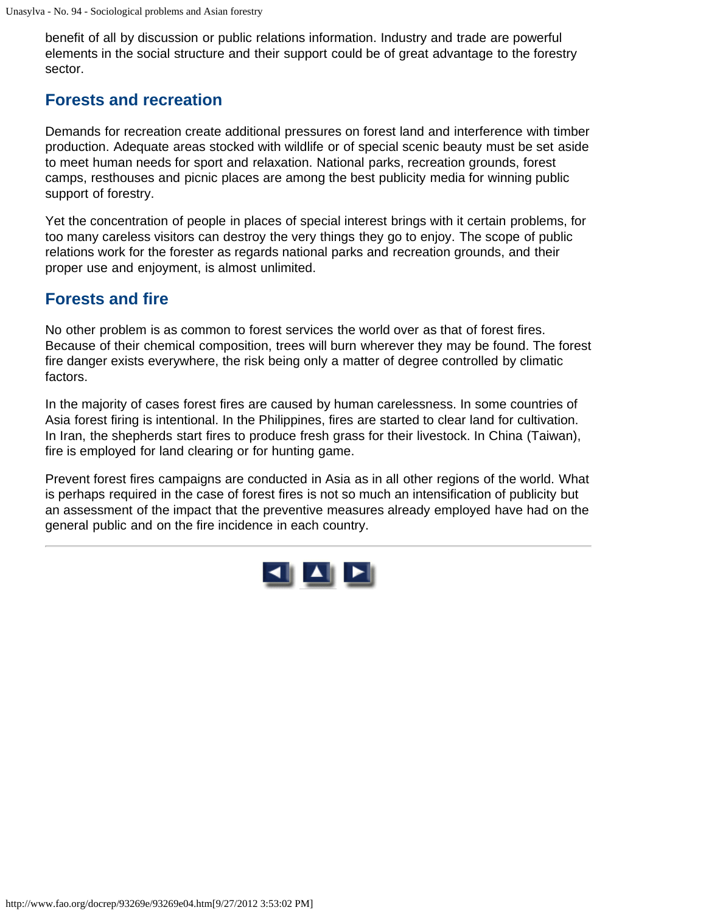benefit of all by discussion or public relations information. Industry and trade are powerful elements in the social structure and their support could be of great advantage to the forestry sector.

## Forests and recreation

Demands for recreation create additional pressures on forest land and interference with timber production. Adequate areas stocked with wildlife or of special scenic beauty must be set aside to meet human needs for sport and relaxation. National parks, recreation grounds, forest camps, resthouses and picnic places are among the best publicity media for winning public support of forestry.

Yet the concentration of people in places of special interest brings with it certain problems, for too many careless visitors can destroy the very things they go to enjoy. The scope of public relations work for the forester as regards national parks and recreation grounds, and their proper use and enjoyment, is almost unlimited.

## Forests and fire

No other problem is as common to forest services the world over as that of forest fires. Because of their chemical composition, trees will burn wherever they may be found. The forest fire danger exists everywhere, the risk being only a matter of degree controlled by climatic factors.

In the majority of cases forest fires are caused by human carelessness. In some countries of Asia forest firing is intentional. In the Philippines, fires are started to clear land for cultivation. In Iran, the shepherds start fires to produce fresh grass for their livestock. In China (Taiwan), fire is employed for land clearing or for hunting game.

Prevent forest fires campaigns are conducted in Asia as in all other regions of the world. What is perhaps required in the case of forest fires is not so much an intensification of publicity but an assessment of the impact that the preventive measures already employed have had on the general public and on the fire incidence in each country.